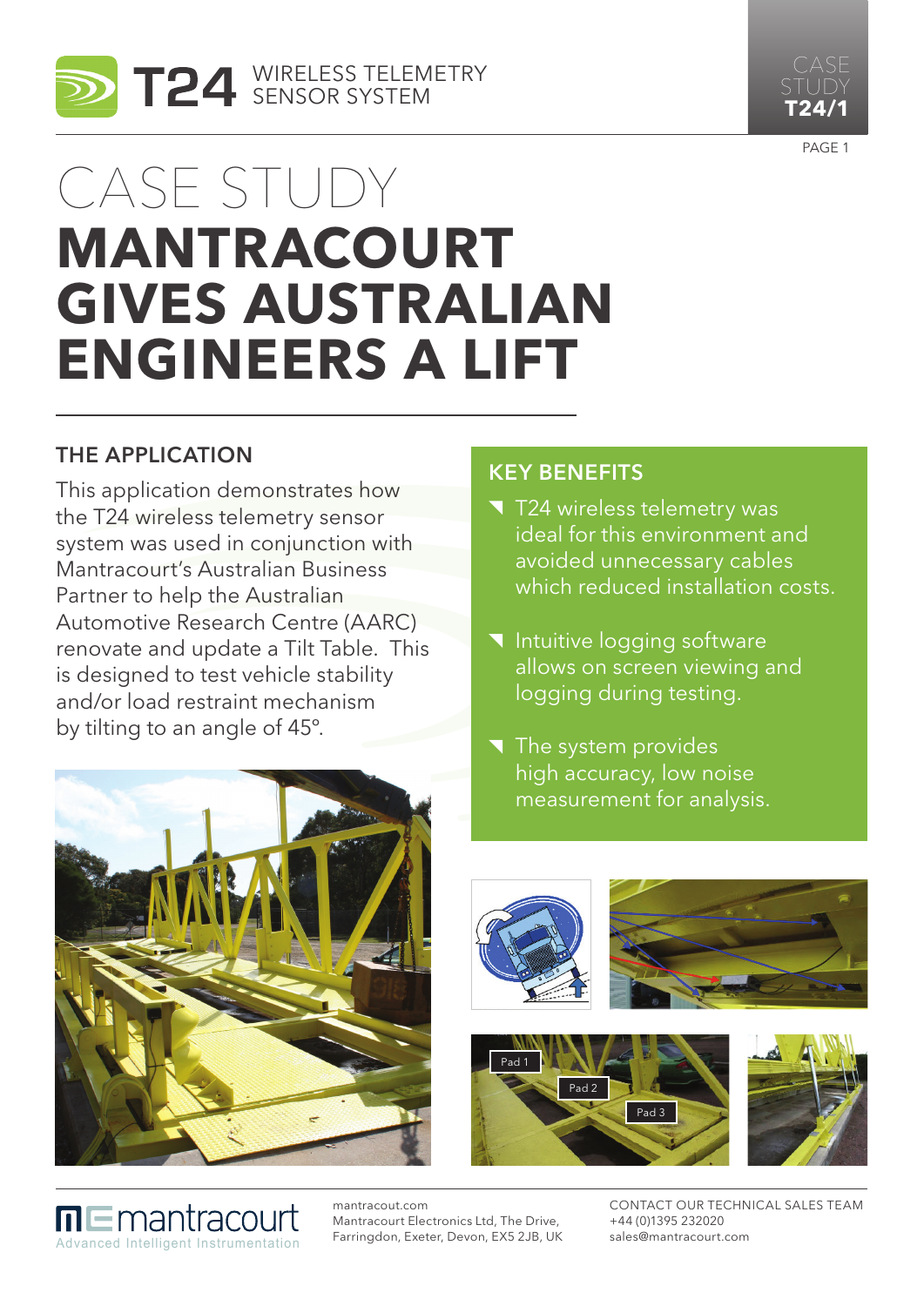# CASE STUDY

# MANTRACOURT GIVES AUSTRALIAN ENGINEERS A LIFT

## THE APPLICATION

This application demonstrates how the T24 wireless telemetry sensor system was used in conjunction with Mantracourt's Australian Business Partner to help the Australian Automotive Research Centre (AARC) renovate and update a Tilt Table. This is designed to test vehicle stability and/or load restraint mechanism by tilting to an angle of 45°.

## KEY BENEFITS

- T24 wireless telemetry was ideal for this environment and avoided unnecessary cables which reduced installation costs.
- Intuitive logging software allows on screen viewing and logging during testing.
- The system provides high accuracy, low noise measurement for analysis.

Pad 1

Pad 2

Pad 3

mantracourt
Advanced Intelligent Instrumentation

mantracout.com
Mantracourt Electronics Ltd, The Drive, Farringdon, Exeter, Devon, EX5 2JB, UK

CONTACT OUR TECHNICAL SALES TEAM
+44 (0)1395 232020
sales@mantracourt.com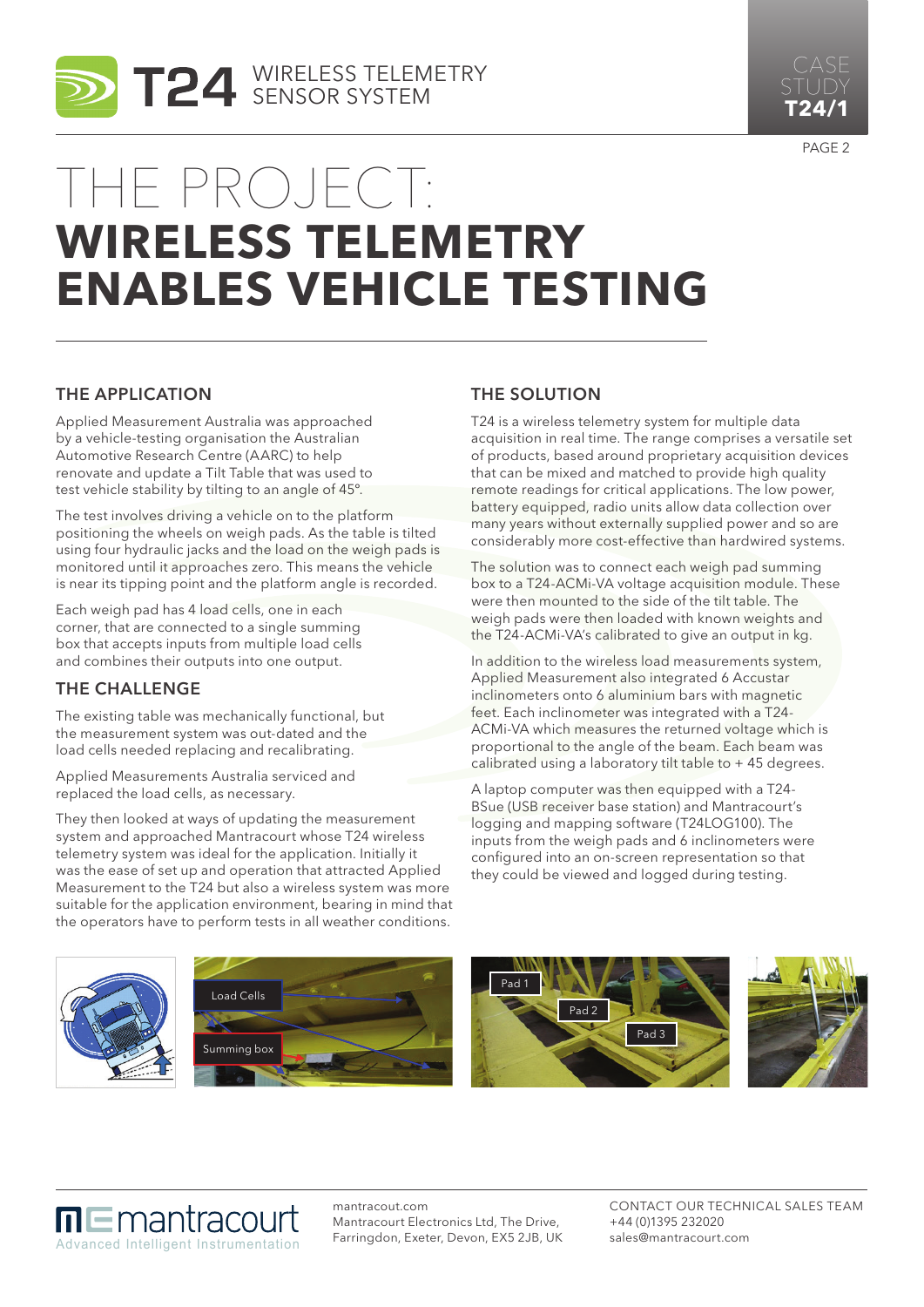# THE PROJECT:

# WIRELESS TELEMETRY ENABLES VEHICLE TESTING

## THE APPLICATION

Applied Measurement Australia was approached by a vehicle-testing organisation the Australian Automotive Research Centre (AARC) to help renovate and update a Tilt Table that was used to test vehicle stability by tilting to an angle of 45°.

The test involves driving a vehicle on to the platform positioning the wheels on weigh pads. As the table is tilted using four hydraulic jacks and the load on the weigh pads is monitored until it approaches zero. This means the vehicle is near its tipping point and the platform angle is recorded.

Each weigh pad has 4 load cells, one in each corner, that are connected to a single summing box that accepts inputs from multiple load cells and combines their outputs into one output.

## THE CHALLENGE

The existing table was mechanically functional, but the measurement system was out-dated and the load cells needed replacing and recalibrating.

Applied Measurements Australia serviced and replaced the load cells, as necessary.

They then looked at ways of updating the measurement system and approached Mantracourt whose T24 wireless telemetry system was ideal for the application. Initially it was the ease of set up and operation that attracted Applied Measurement to the T24 but also a wireless system was more suitable for the application environment, bearing in mind that the operators have to perform tests in all weather conditions.

## THE SOLUTION

T24 is a wireless telemetry system for multiple data acquisition in real time. The range comprises a versatile set of products, based around proprietary acquisition devices that can be mixed and matched to provide high quality remote readings for critical applications. The low power, battery equipped, radio units allow data collection over many years without externally supplied power and so are considerably more cost-effective than hardwired systems.

The solution was to connect each weigh pad summing box to a T24-ACMi-VA voltage acquisition module. These were then mounted to the side of the tilt table. The weigh pads were then loaded with known weights and the T24-ACMi-VA's calibrated to give an output in kg.

In addition to the wireless load measurements system, Applied Measurement also integrated 6 Accustar inclinometers onto 6 aluminium bars with magnetic feet. Each inclinometer was integrated with a T24-ACMi-VA which measures the returned voltage which is proportional to the angle of the beam. Each beam was calibrated using a laboratory tilt table to + 45 degrees.

A laptop computer was then equipped with a T24-BSue (USB receiver base station) and Mantracourt's logging and mapping software (T24LOG100). The inputs from the weigh pads and 6 inclinometers were configured into an on-screen representation so that they could be viewed and logged during testing.

Load Cells

Summing box

Pad 1

Pad 2

Pad 3

mantracourt.com
Mantracourt Electronics Ltd, The Drive, Farringdon, Exeter, Devon, EX5 2JB, UK

CONTACT OUR TECHNICAL SALES TEAM
+44 (0)1395 232020
sales@mantracourt.com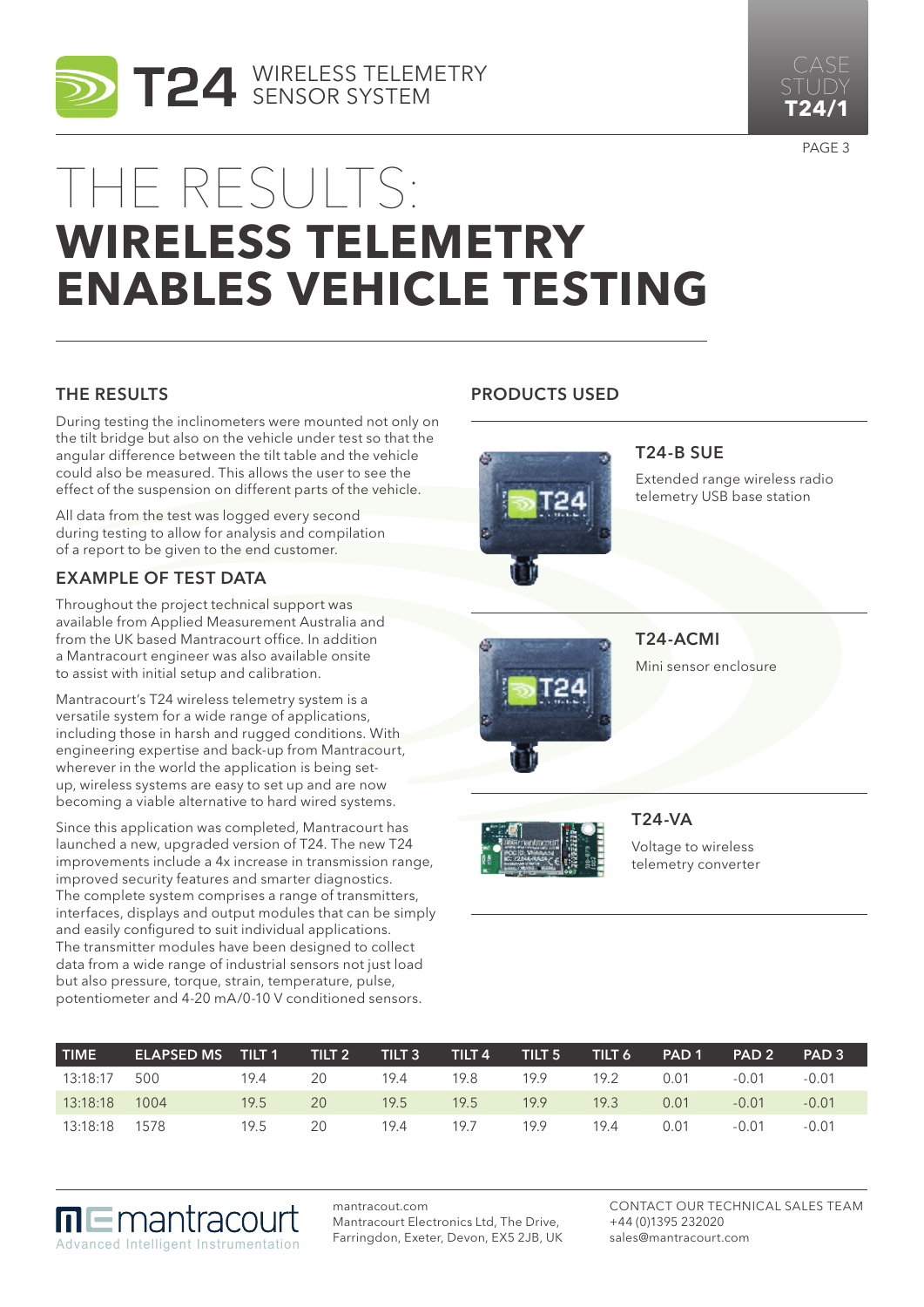# THE RESULTS:
# WIRELESS TELEMETRY ENABLES VEHICLE TESTING

## THE RESULTS

During testing the inclinometers were mounted not only on the tilt bridge but also on the vehicle under test so that the angular difference between the tilt table and the vehicle could also be measured. This allows the user to see the effect of the suspension on different parts of the vehicle.

All data from the test was logged every second during testing to allow for analysis and compilation of a report to be given to the end customer.

## EXAMPLE OF TEST DATA

Throughout the project technical support was available from Applied Measurement Australia and from the UK based Mantracourt office. In addition a Mantracourt engineer was also available onsite to assist with initial setup and calibration.

Mantracourt's T24 wireless telemetry system is a versatile system for a wide range of applications, including those in harsh and rugged conditions. With engineering expertise and back-up from Mantracourt, wherever in the world the application is being set-up, wireless systems are easy to set up and are now becoming a viable alternative to hard wired systems.

Since this application was completed, Mantracourt has launched a new, upgraded version of T24. The new T24 improvements include a 4x increase in transmission range, improved security features and smarter diagnostics. The complete system comprises a range of transmitters, interfaces, displays and output modules that can be simply and easily configured to suit individual applications. The transmitter modules have been designed to collect data from a wide range of industrial sensors not just load but also pressure, torque, strain, temperature, pulse, potentiometer and 4-20 mA/0-10 V conditioned sensors.

## PRODUCTS USED

### T24-B SUE

Extended range wireless radio telemetry USB base station

### T24-ACMI

Mini sensor enclosure

### T24-VA

Voltage to wireless telemetry converter

| TIME | ELAPSED MS | TILT 1 | TILT 2 | TILT 3 | TILT 4 | TILT 5 | TILT 6 | PAD 1 | PAD 2 | PAD 3 |
|---|---|---|---|---|---|---|---|---|---|---|
| 13:18:17 | 500 | 19.4 | 20 | 19.4 | 19.8 | 19.9 | 19.2 | 0.01 | -0.01 | -0.01 |
| 13:18:18 | 1004 | 19.5 | 20 | 19.5 | 19.5 | 19.9 | 19.3 | 0.01 | -0.01 | -0.01 |
| 13:18:18 | 1578 | 19.5 | 20 | 19.4 | 19.7 | 19.9 | 19.4 | 0.01 | -0.01 | -0.01 |

mantracourt
Advanced Intelligent Instrumentation

mantracout.com
Mantracourt Electronics Ltd, The Drive, Farringdon, Exeter, Devon, EX5 2JB, UK

CONTACT OUR TECHNICAL SALES TEAM
+44 (0)1395 232020
sales@mantracourt.com